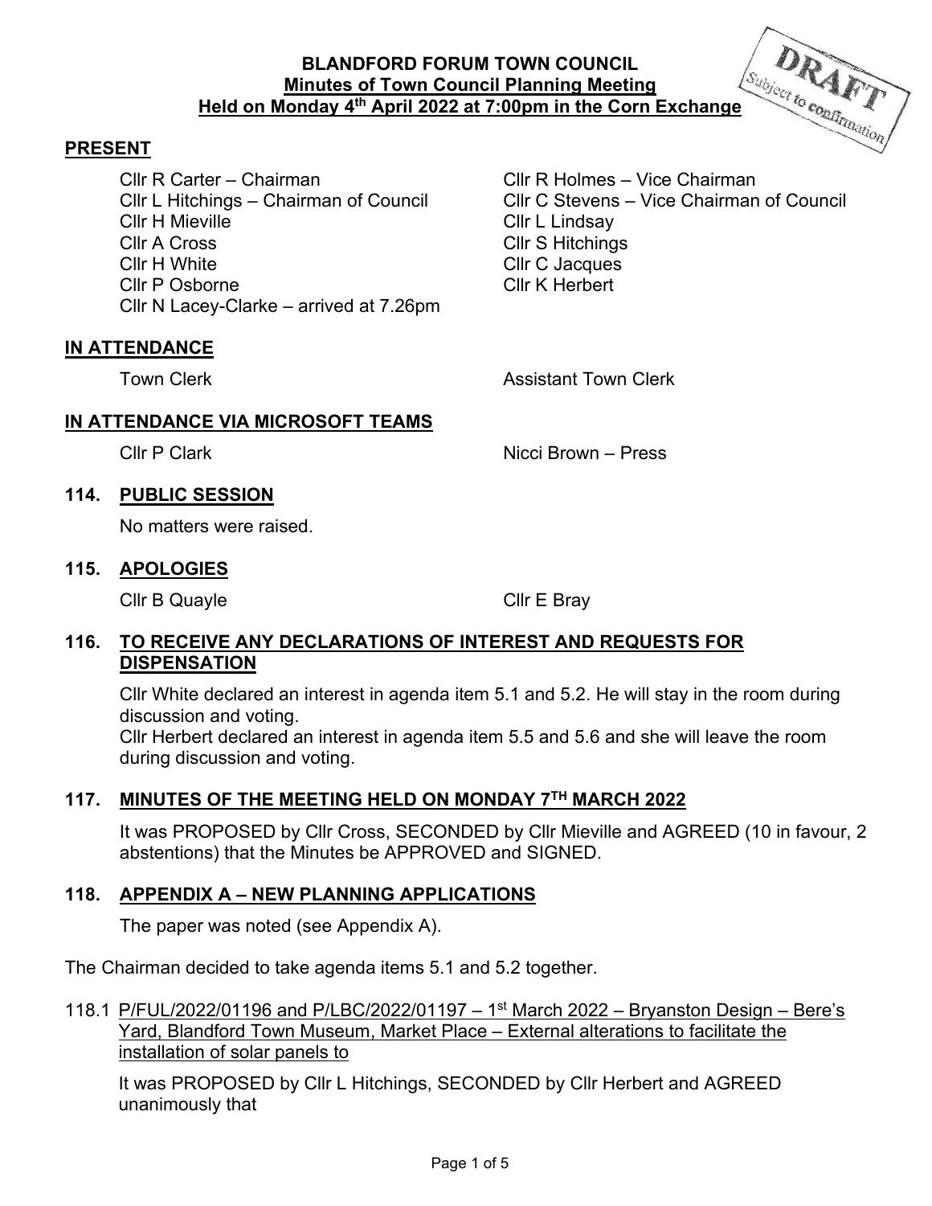**BLANDFORD FORUM TOWN COUNCIL**
**Minutes of Town Council Planning Meeting**
**Held on Monday 4th April 2022 at 7:00pm in the Corn Exchange**

DRAFT
Subject to confirmation

## PRESENT

| | |
|---|---|
| Cllr R Carter – Chairman | Cllr R Holmes – Vice Chairman |
| Cllr L Hitchings – Chairman of Council | Cllr C Stevens – Vice Chairman of Council |
| Cllr H Mieville | Cllr L Lindsay |
| Cllr A Cross | Cllr S Hitchings |
| Cllr H White | Cllr C Jacques |
| Cllr P Osborne | Cllr K Herbert |
| Cllr N Lacey-Clarke – arrived at 7.26pm | |

## IN ATTENDANCE

| | |
|---|---|
| Town Clerk | Assistant Town Clerk |

## IN ATTENDANCE VIA MICROSOFT TEAMS

| | |
|---|---|
| Cllr P Clark | Nicci Brown – Press |

## 114. PUBLIC SESSION

No matters were raised.

## 115. APOLOGIES

| | |
|---|---|
| Cllr B Quayle | Cllr E Bray |

## 116. TO RECEIVE ANY DECLARATIONS OF INTEREST AND REQUESTS FOR DISPENSATION

Cllr White declared an interest in agenda item 5.1 and 5.2. He will stay in the room during discussion and voting.
Cllr Herbert declared an interest in agenda item 5.5 and 5.6 and she will leave the room during discussion and voting.

## 117. MINUTES OF THE MEETING HELD ON MONDAY 7TH MARCH 2022

It was PROPOSED by Cllr Cross, SECONDED by Cllr Mieville and AGREED (10 in favour, 2 abstentions) that the Minutes be APPROVED and SIGNED.

## 118. APPENDIX A – NEW PLANNING APPLICATIONS

The paper was noted (see Appendix A).

The Chairman decided to take agenda items 5.1 and 5.2 together.

118.1 P/FUL/2022/01196 and P/LBC/2022/01197 – 1st March 2022 – Bryanston Design – Bere's Yard, Blandford Town Museum, Market Place – External alterations to facilitate the installation of solar panels to

It was PROPOSED by Cllr L Hitchings, SECONDED by Cllr Herbert and AGREED unanimously that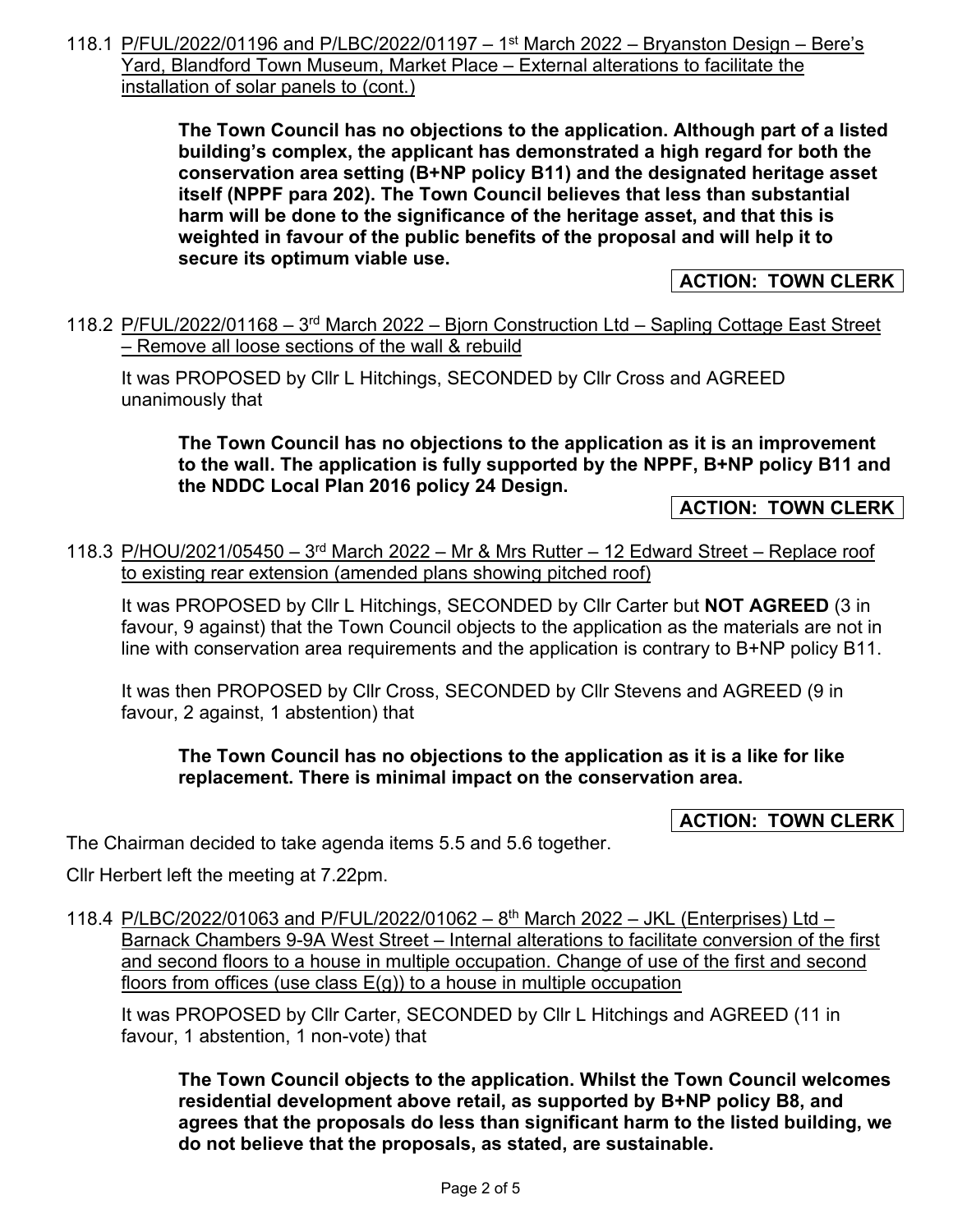118.1 P/FUL/2022/01196 and P/LBC/2022/01197 – 1st March 2022 – Bryanston Design – Bere's Yard, Blandford Town Museum, Market Place – External alterations to facilitate the installation of solar panels to (cont.)

> **The Town Council has no objections to the application. Although part of a listed building's complex, the applicant has demonstrated a high regard for both the conservation area setting (B+NP policy B11) and the designated heritage asset itself (NPPF para 202). The Town Council believes that less than substantial harm will be done to the significance of the heritage asset, and that this is weighted in favour of the public benefits of the proposal and will help it to secure its optimum viable use.**

**ACTION: TOWN CLERK**

118.2 P/FUL/2022/01168 – 3rd March 2022 – Bjorn Construction Ltd – Sapling Cottage East Street – Remove all loose sections of the wall & rebuild

It was PROPOSED by Cllr L Hitchings, SECONDED by Cllr Cross and AGREED unanimously that

> **The Town Council has no objections to the application as it is an improvement to the wall. The application is fully supported by the NPPF, B+NP policy B11 and the NDDC Local Plan 2016 policy 24 Design.**

**ACTION: TOWN CLERK**

118.3 P/HOU/2021/05450 – 3rd March 2022 – Mr & Mrs Rutter – 12 Edward Street – Replace roof to existing rear extension (amended plans showing pitched roof)

It was PROPOSED by Cllr L Hitchings, SECONDED by Cllr Carter but **NOT AGREED** (3 in favour, 9 against) that the Town Council objects to the application as the materials are not in line with conservation area requirements and the application is contrary to B+NP policy B11.

It was then PROPOSED by Cllr Cross, SECONDED by Cllr Stevens and AGREED (9 in favour, 2 against, 1 abstention) that

> **The Town Council has no objections to the application as it is a like for like replacement. There is minimal impact on the conservation area.**

**ACTION: TOWN CLERK**

The Chairman decided to take agenda items 5.5 and 5.6 together.

Cllr Herbert left the meeting at 7.22pm.

118.4 P/LBC/2022/01063 and P/FUL/2022/01062 – 8th March 2022 – JKL (Enterprises) Ltd – Barnack Chambers 9-9A West Street – Internal alterations to facilitate conversion of the first and second floors to a house in multiple occupation. Change of use of the first and second floors from offices (use class E(g)) to a house in multiple occupation

It was PROPOSED by Cllr Carter, SECONDED by Cllr L Hitchings and AGREED (11 in favour, 1 abstention, 1 non-vote) that

> **The Town Council objects to the application. Whilst the Town Council welcomes residential development above retail, as supported by B+NP policy B8, and agrees that the proposals do less than significant harm to the listed building, we do not believe that the proposals, as stated, are sustainable.**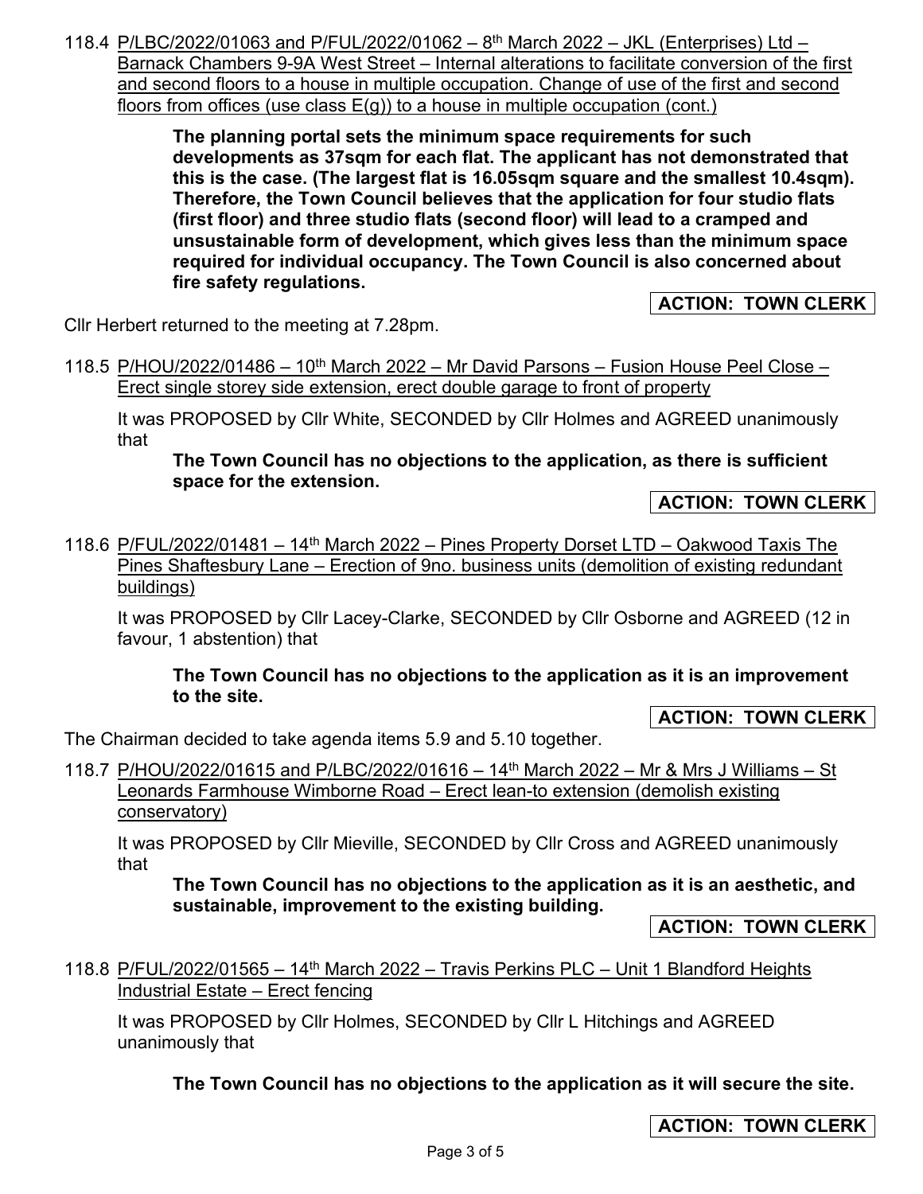118.4 P/LBC/2022/01063 and P/FUL/2022/01062 – 8th March 2022 – JKL (Enterprises) Ltd – Barnack Chambers 9-9A West Street – Internal alterations to facilitate conversion of the first and second floors to a house in multiple occupation. Change of use of the first and second floors from offices (use class E(g)) to a house in multiple occupation (cont.)

> **The planning portal sets the minimum space requirements for such developments as 37sqm for each flat. The applicant has not demonstrated that this is the case. (The largest flat is 16.05sqm square and the smallest 10.4sqm). Therefore, the Town Council believes that the application for four studio flats (first floor) and three studio flats (second floor) will lead to a cramped and unsustainable form of development, which gives less than the minimum space required for individual occupancy. The Town Council is also concerned about fire safety regulations.**

**ACTION: TOWN CLERK**

Cllr Herbert returned to the meeting at 7.28pm.

118.5 P/HOU/2022/01486 – 10th March 2022 – Mr David Parsons – Fusion House Peel Close – Erect single storey side extension, erect double garage to front of property

It was PROPOSED by Cllr White, SECONDED by Cllr Holmes and AGREED unanimously that

> **The Town Council has no objections to the application, as there is sufficient space for the extension.**

**ACTION: TOWN CLERK**

118.6 P/FUL/2022/01481 – 14th March 2022 – Pines Property Dorset LTD – Oakwood Taxis The Pines Shaftesbury Lane – Erection of 9no. business units (demolition of existing redundant buildings)

It was PROPOSED by Cllr Lacey-Clarke, SECONDED by Cllr Osborne and AGREED (12 in favour, 1 abstention) that

> **The Town Council has no objections to the application as it is an improvement to the site.**

**ACTION: TOWN CLERK**

The Chairman decided to take agenda items 5.9 and 5.10 together.

118.7 P/HOU/2022/01615 and P/LBC/2022/01616 – 14th March 2022 – Mr & Mrs J Williams – St Leonards Farmhouse Wimborne Road – Erect lean-to extension (demolish existing conservatory)

It was PROPOSED by Cllr Mieville, SECONDED by Cllr Cross and AGREED unanimously that

> **The Town Council has no objections to the application as it is an aesthetic, and sustainable, improvement to the existing building.**

**ACTION: TOWN CLERK**

118.8 P/FUL/2022/01565 – 14th March 2022 – Travis Perkins PLC – Unit 1 Blandford Heights Industrial Estate – Erect fencing

It was PROPOSED by Cllr Holmes, SECONDED by Cllr L Hitchings and AGREED unanimously that

> **The Town Council has no objections to the application as it will secure the site.**

**ACTION: TOWN CLERK**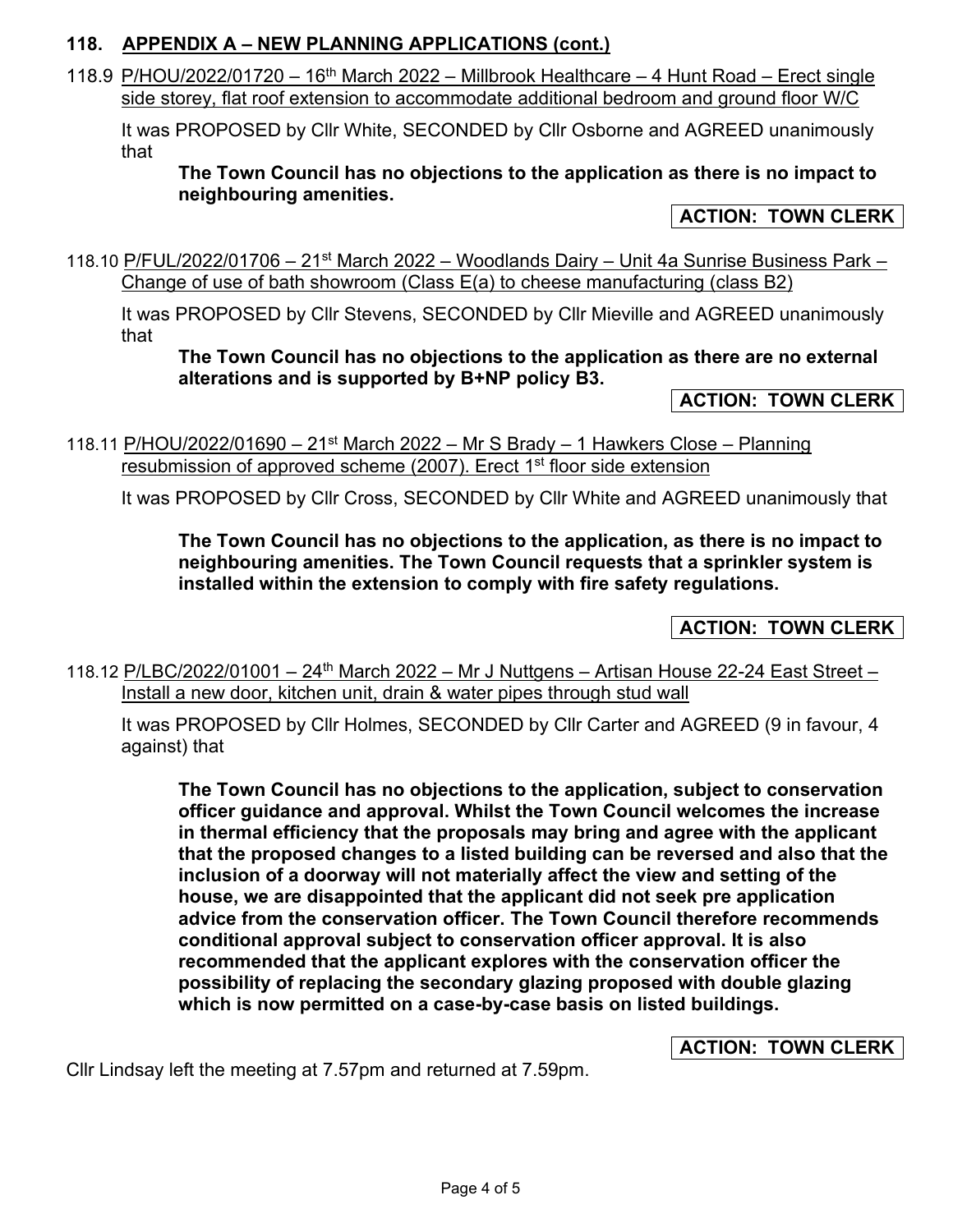## 118. APPENDIX A – NEW PLANNING APPLICATIONS (cont.)

118.9 P/HOU/2022/01720 – 16th March 2022 – Millbrook Healthcare – 4 Hunt Road – Erect single side storey, flat roof extension to accommodate additional bedroom and ground floor W/C

It was PROPOSED by Cllr White, SECONDED by Cllr Osborne and AGREED unanimously that

> **The Town Council has no objections to the application as there is no impact to neighbouring amenities.**

**ACTION: TOWN CLERK**

118.10 P/FUL/2022/01706 – 21st March 2022 – Woodlands Dairy – Unit 4a Sunrise Business Park – Change of use of bath showroom (Class E(a) to cheese manufacturing (class B2)

It was PROPOSED by Cllr Stevens, SECONDED by Cllr Mieville and AGREED unanimously that

> **The Town Council has no objections to the application as there are no external alterations and is supported by B+NP policy B3.**

**ACTION: TOWN CLERK**

118.11 P/HOU/2022/01690 – 21st March 2022 – Mr S Brady – 1 Hawkers Close – Planning resubmission of approved scheme (2007). Erect 1st floor side extension

It was PROPOSED by Cllr Cross, SECONDED by Cllr White and AGREED unanimously that

> **The Town Council has no objections to the application, as there is no impact to neighbouring amenities. The Town Council requests that a sprinkler system is installed within the extension to comply with fire safety regulations.**

**ACTION: TOWN CLERK**

118.12 P/LBC/2022/01001 – 24th March 2022 – Mr J Nuttgens – Artisan House 22-24 East Street – Install a new door, kitchen unit, drain & water pipes through stud wall

It was PROPOSED by Cllr Holmes, SECONDED by Cllr Carter and AGREED (9 in favour, 4 against) that

> **The Town Council has no objections to the application, subject to conservation officer guidance and approval. Whilst the Town Council welcomes the increase in thermal efficiency that the proposals may bring and agree with the applicant that the proposed changes to a listed building can be reversed and also that the inclusion of a doorway will not materially affect the view and setting of the house, we are disappointed that the applicant did not seek pre application advice from the conservation officer. The Town Council therefore recommends conditional approval subject to conservation officer approval. It is also recommended that the applicant explores with the conservation officer the possibility of replacing the secondary glazing proposed with double glazing which is now permitted on a case-by-case basis on listed buildings.**

**ACTION: TOWN CLERK**

Cllr Lindsay left the meeting at 7.57pm and returned at 7.59pm.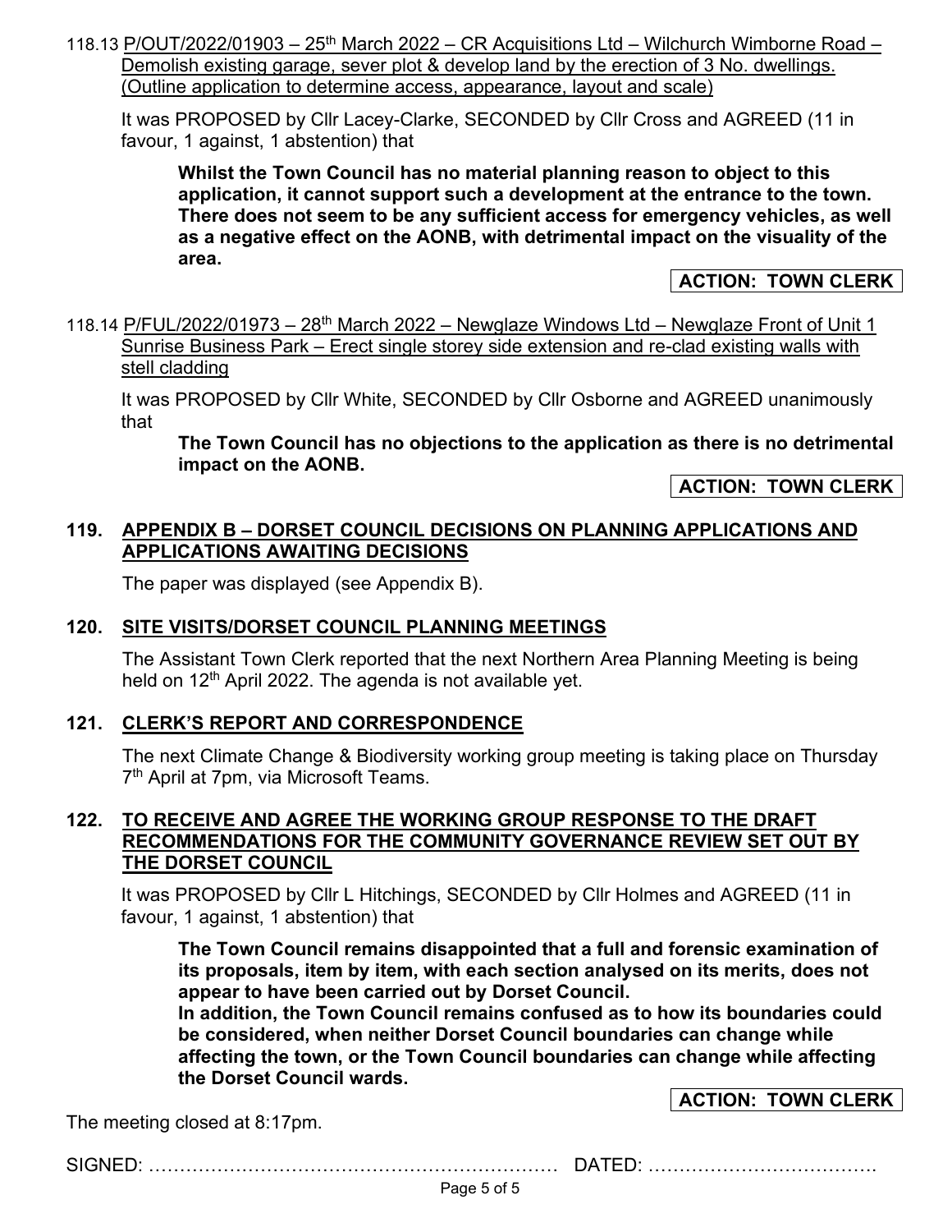118.13 P/OUT/2022/01903 – 25th March 2022 – CR Acquisitions Ltd – Wilchurch Wimborne Road – Demolish existing garage, sever plot & develop land by the erection of 3 No. dwellings. (Outline application to determine access, appearance, layout and scale)

It was PROPOSED by Cllr Lacey-Clarke, SECONDED by Cllr Cross and AGREED (11 in favour, 1 against, 1 abstention) that

> **Whilst the Town Council has no material planning reason to object to this application, it cannot support such a development at the entrance to the town. There does not seem to be any sufficient access for emergency vehicles, as well as a negative effect on the AONB, with detrimental impact on the visuality of the area.**

**ACTION: TOWN CLERK**

118.14 P/FUL/2022/01973 – 28th March 2022 – Newglaze Windows Ltd – Newglaze Front of Unit 1 Sunrise Business Park – Erect single storey side extension and re-clad existing walls with stell cladding

It was PROPOSED by Cllr White, SECONDED by Cllr Osborne and AGREED unanimously that

> **The Town Council has no objections to the application as there is no detrimental impact on the AONB.**

**ACTION: TOWN CLERK**

## 119. APPENDIX B – DORSET COUNCIL DECISIONS ON PLANNING APPLICATIONS AND APPLICATIONS AWAITING DECISIONS

The paper was displayed (see Appendix B).

## 120. SITE VISITS/DORSET COUNCIL PLANNING MEETINGS

The Assistant Town Clerk reported that the next Northern Area Planning Meeting is being held on 12th April 2022. The agenda is not available yet.

## 121. CLERK'S REPORT AND CORRESPONDENCE

The next Climate Change & Biodiversity working group meeting is taking place on Thursday 7th April at 7pm, via Microsoft Teams.

## 122. TO RECEIVE AND AGREE THE WORKING GROUP RESPONSE TO THE DRAFT RECOMMENDATIONS FOR THE COMMUNITY GOVERNANCE REVIEW SET OUT BY THE DORSET COUNCIL

It was PROPOSED by Cllr L Hitchings, SECONDED by Cllr Holmes and AGREED (11 in favour, 1 against, 1 abstention) that

> **The Town Council remains disappointed that a full and forensic examination of its proposals, item by item, with each section analysed on its merits, does not appear to have been carried out by Dorset Council.**
> **In addition, the Town Council remains confused as to how its boundaries could be considered, when neither Dorset Council boundaries can change while affecting the town, or the Town Council boundaries can change while affecting the Dorset Council wards.**

**ACTION: TOWN CLERK**

The meeting closed at 8:17pm.

SIGNED: ………………………………………………………… DATED: ……………………………….